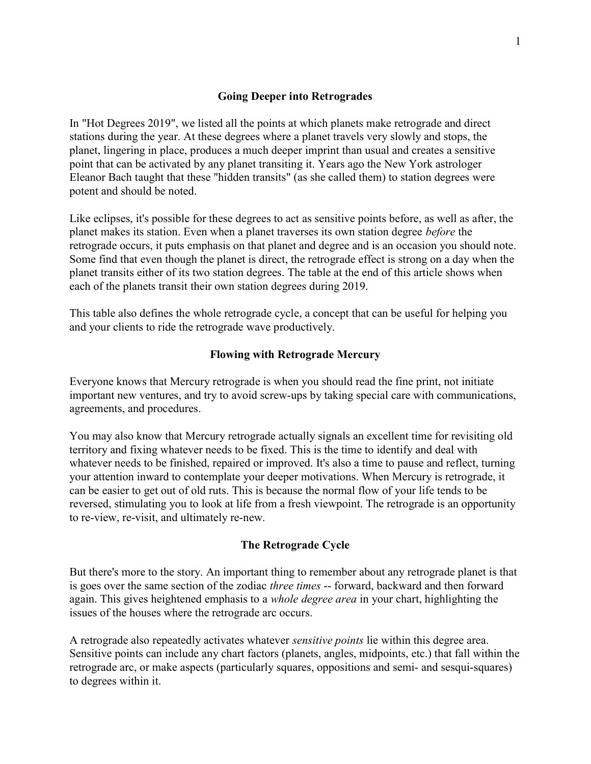## Going Deeper into Retrogrades

In "Hot Degrees 2019", we listed all the points at which planets make retrograde and direct stations during the year. At these degrees where a planet travels very slowly and stops, the planet, lingering in place, produces a much deeper imprint than usual and creates a sensitive point that can be activated by any planet transiting it. Years ago the New York astrologer Eleanor Bach taught that these "hidden transits" (as she called them) to station degrees were potent and should be noted.

Like eclipses, it's possible for these degrees to act as sensitive points before, as well as after, the planet makes its station. Even when a planet traverses its own station degree *before* the retrograde occurs, it puts emphasis on that planet and degree and is an occasion you should note. Some find that even though the planet is direct, the retrograde effect is strong on a day when the planet transits either of its two station degrees. The table at the end of this article shows when each of the planets transit their own station degrees during 2019.

This table also defines the whole retrograde cycle, a concept that can be useful for helping you and your clients to ride the retrograde wave productively.

### Flowing with Retrograde Mercury

Everyone knows that Mercury retrograde is when you should read the fine print, not initiate important new ventures, and try to avoid screw-ups by taking special care with communications, agreements, and procedures.

You may also know that Mercury retrograde actually signals an excellent time for revisiting old territory and fixing whatever needs to be fixed. This is the time to identify and deal with whatever needs to be finished, repaired or improved. It's also a time to pause and reflect, turning your attention inward to contemplate your deeper motivations. When Mercury is retrograde, it can be easier to get out of old ruts. This is because the normal flow of your life tends to be reversed, stimulating you to look at life from a fresh viewpoint. The retrograde is an opportunity to re-view, re-visit, and ultimately re-new.

### The Retrograde Cycle

But there's more to the story. An important thing to remember about any retrograde planet is that is goes over the same section of the zodiac *three times* -- forward, backward and then forward again. This gives heightened emphasis to a *whole degree area* in your chart, highlighting the issues of the houses where the retrograde arc occurs.

A retrograde also repeatedly activates whatever *sensitive points* lie within this degree area. Sensitive points can include any chart factors (planets, angles, midpoints, etc.) that fall within the retrograde arc, or make aspects (particularly squares, oppositions and semi- and sesqui-squares) to degrees within it.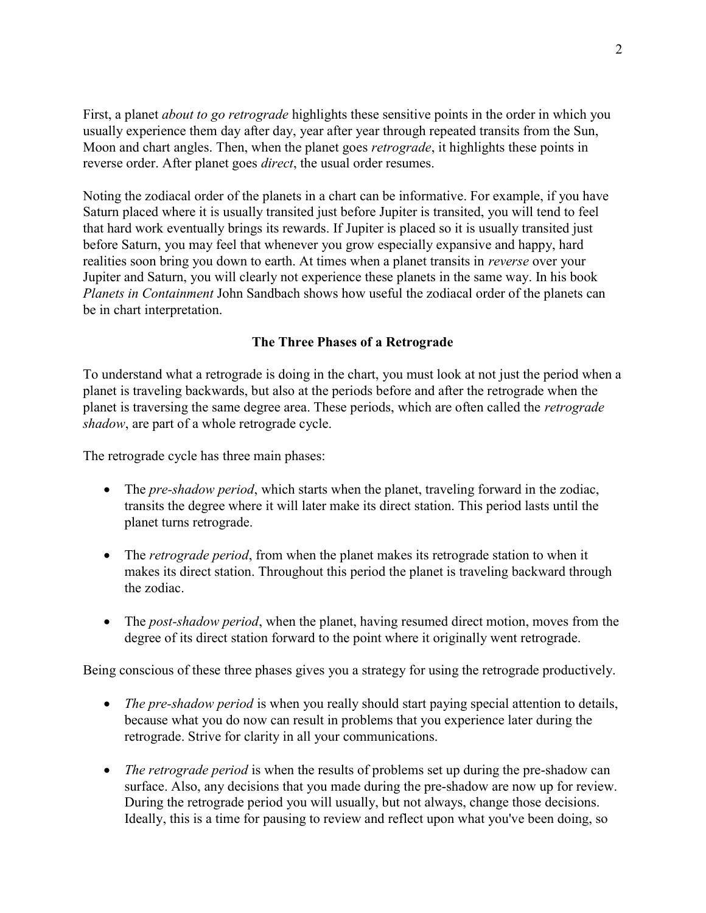First, a planet *about to go retrograde* highlights these sensitive points in the order in which you usually experience them day after day, year after year through repeated transits from the Sun, Moon and chart angles. Then, when the planet goes *retrograde*, it highlights these points in reverse order. After planet goes *direct*, the usual order resumes.

Noting the zodiacal order of the planets in a chart can be informative. For example, if you have Saturn placed where it is usually transited just before Jupiter is transited, you will tend to feel that hard work eventually brings its rewards. If Jupiter is placed so it is usually transited just before Saturn, you may feel that whenever you grow especially expansive and happy, hard realities soon bring you down to earth. At times when a planet transits in *reverse* over your Jupiter and Saturn, you will clearly not experience these planets in the same way. In his book *Planets in Containment* John Sandbach shows how useful the zodiacal order of the planets can be in chart interpretation.

## The Three Phases of a Retrograde

To understand what a retrograde is doing in the chart, you must look at not just the period when a planet is traveling backwards, but also at the periods before and after the retrograde when the planet is traversing the same degree area. These periods, which are often called the *retrograde shadow*, are part of a whole retrograde cycle.

The retrograde cycle has three main phases:

- The *pre-shadow period*, which starts when the planet, traveling forward in the zodiac, transits the degree where it will later make its direct station. This period lasts until the planet turns retrograde.

- The *retrograde period*, from when the planet makes its retrograde station to when it makes its direct station. Throughout this period the planet is traveling backward through the zodiac.

- The *post-shadow period*, when the planet, having resumed direct motion, moves from the degree of its direct station forward to the point where it originally went retrograde.

Being conscious of these three phases gives you a strategy for using the retrograde productively.

- *The pre-shadow period* is when you really should start paying special attention to details, because what you do now can result in problems that you experience later during the retrograde. Strive for clarity in all your communications.

- *The retrograde period* is when the results of problems set up during the pre-shadow can surface. Also, any decisions that you made during the pre-shadow are now up for review. During the retrograde period you will usually, but not always, change those decisions. Ideally, this is a time for pausing to review and reflect upon what you've been doing, so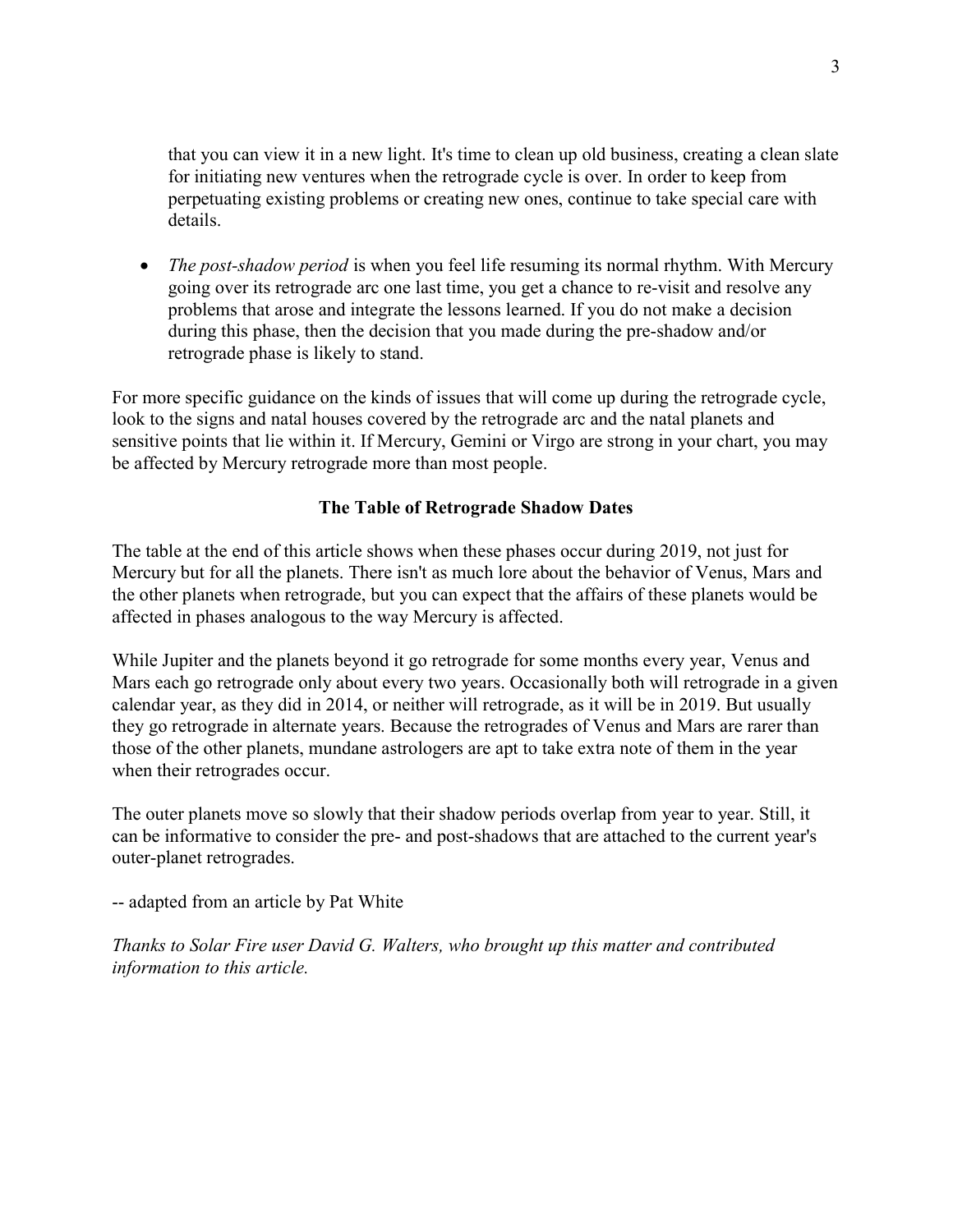that you can view it in a new light. It's time to clean up old business, creating a clean slate for initiating new ventures when the retrograde cycle is over. In order to keep from perpetuating existing problems or creating new ones, continue to take special care with details.

- *The post-shadow period* is when you feel life resuming its normal rhythm. With Mercury going over its retrograde arc one last time, you get a chance to re-visit and resolve any problems that arose and integrate the lessons learned. If you do not make a decision during this phase, then the decision that you made during the pre-shadow and/or retrograde phase is likely to stand.

For more specific guidance on the kinds of issues that will come up during the retrograde cycle, look to the signs and natal houses covered by the retrograde arc and the natal planets and sensitive points that lie within it. If Mercury, Gemini or Virgo are strong in your chart, you may be affected by Mercury retrograde more than most people.

## The Table of Retrograde Shadow Dates

The table at the end of this article shows when these phases occur during 2019, not just for Mercury but for all the planets. There isn't as much lore about the behavior of Venus, Mars and the other planets when retrograde, but you can expect that the affairs of these planets would be affected in phases analogous to the way Mercury is affected.

While Jupiter and the planets beyond it go retrograde for some months every year, Venus and Mars each go retrograde only about every two years. Occasionally both will retrograde in a given calendar year, as they did in 2014, or neither will retrograde, as it will be in 2019. But usually they go retrograde in alternate years. Because the retrogrades of Venus and Mars are rarer than those of the other planets, mundane astrologers are apt to take extra note of them in the year when their retrogrades occur.

The outer planets move so slowly that their shadow periods overlap from year to year. Still, it can be informative to consider the pre- and post-shadows that are attached to the current year's outer-planet retrogrades.

-- adapted from an article by Pat White

*Thanks to Solar Fire user David G. Walters, who brought up this matter and contributed information to this article.*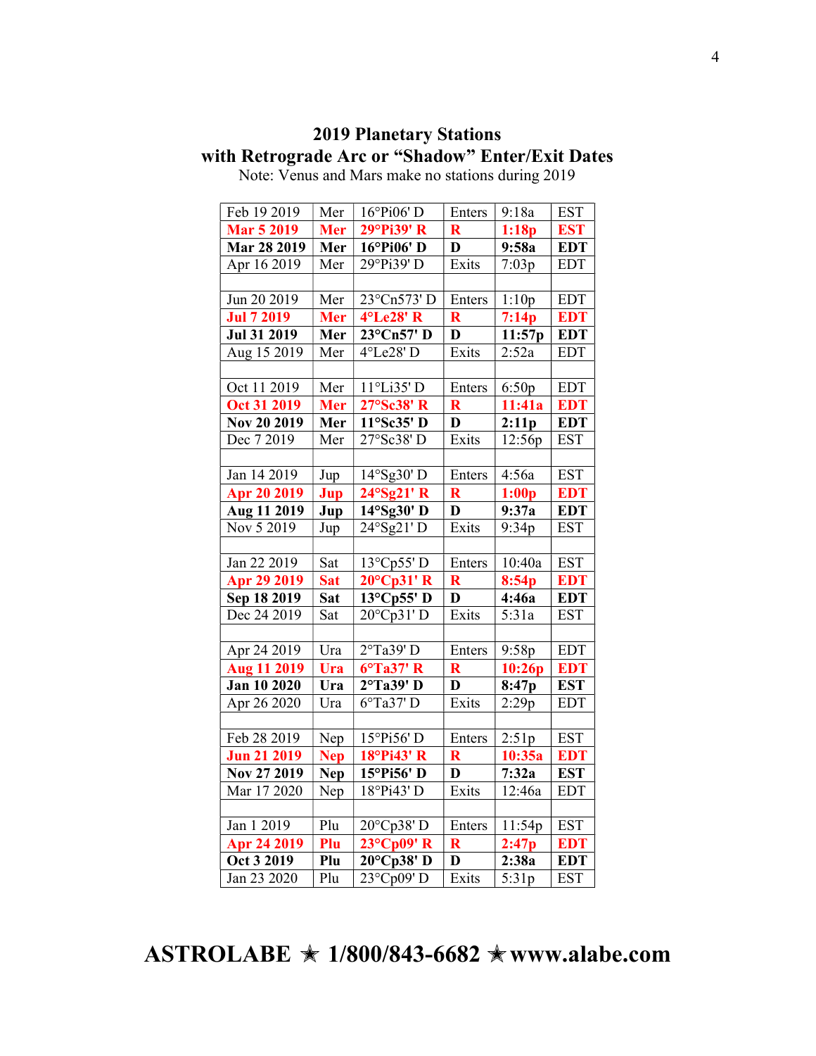## 2019 Planetary Stations
## with Retrograde Arc or "Shadow" Enter/Exit Dates

Note: Venus and Mars make no stations during 2019

| | | | | | |
|---|---|---|---|---|---|
| Feb 19 2019 | Mer | 16°Pi06' D | Enters | 9:18a | EST |
| **Mar 5 2019** | **Mer** | **29°Pi39' R** | **R** | **1:18p** | **EST** |
| **Mar 28 2019** | **Mer** | **16°Pi06' D** | **D** | **9:58a** | **EDT** |
| Apr 16 2019 | Mer | 29°Pi39' D | Exits | 7:03p | EDT |
| | | | | | |
| Jun 20 2019 | Mer | 23°Cn573' D | Enters | 1:10p | EDT |
| **Jul 7 2019** | **Mer** | **4°Le28' R** | **R** | **7:14p** | **EDT** |
| **Jul 31 2019** | **Mer** | **23°Cn57' D** | **D** | **11:57p** | **EDT** |
| Aug 15 2019 | Mer | 4°Le28' D | Exits | 2:52a | EDT |
| | | | | | |
| Oct 11 2019 | Mer | 11°Li35' D | Enters | 6:50p | EDT |
| **Oct 31 2019** | **Mer** | **27°Sc38' R** | **R** | **11:41a** | **EDT** |
| **Nov 20 2019** | **Mer** | **11°Sc35' D** | **D** | **2:11p** | **EDT** |
| Dec 7 2019 | Mer | 27°Sc38' D | Exits | 12:56p | EST |
| | | | | | |
| Jan 14 2019 | Jup | 14°Sg30' D | Enters | 4:56a | EST |
| **Apr 20 2019** | **Jup** | **24°Sg21' R** | **R** | **1:00p** | **EDT** |
| **Aug 11 2019** | **Jup** | **14°Sg30' D** | **D** | **9:37a** | **EDT** |
| Nov 5 2019 | Jup | 24°Sg21' D | Exits | 9:34p | EST |
| | | | | | |
| Jan 22 2019 | Sat | 13°Cp55' D | Enters | 10:40a | EST |
| **Apr 29 2019** | **Sat** | **20°Cp31' R** | **R** | **8:54p** | **EDT** |
| **Sep 18 2019** | **Sat** | **13°Cp55' D** | **D** | **4:46a** | **EDT** |
| Dec 24 2019 | Sat | 20°Cp31' D | Exits | 5:31a | EST |
| | | | | | |
| Apr 24 2019 | Ura | 2°Ta39' D | Enters | 9:58p | EDT |
| **Aug 11 2019** | **Ura** | **6°Ta37' R** | **R** | **10:26p** | **EDT** |
| **Jan 10 2020** | **Ura** | **2°Ta39' D** | **D** | **8:47p** | **EST** |
| Apr 26 2020 | Ura | 6°Ta37' D | Exits | 2:29p | EDT |
| | | | | | |
| Feb 28 2019 | Nep | 15°Pi56' D | Enters | 2:51p | EST |
| **Jun 21 2019** | **Nep** | **18°Pi43' R** | **R** | **10:35a** | **EDT** |
| **Nov 27 2019** | **Nep** | **15°Pi56' D** | **D** | **7:32a** | **EST** |
| Mar 17 2020 | Nep | 18°Pi43' D | Exits | 12:46a | EDT |
| | | | | | |
| Jan 1 2019 | Plu | 20°Cp38' D | Enters | 11:54p | EST |
| **Apr 24 2019** | **Plu** | **23°Cp09' R** | **R** | **2:47p** | **EDT** |
| **Oct 3 2019** | **Plu** | **20°Cp38' D** | **D** | **2:38a** | **EDT** |
| Jan 23 2020 | Plu | 23°Cp09' D | Exits | 5:31p | EST |

**ASTROLABE ★ 1/800/843-6682 ★ www.alabe.com**